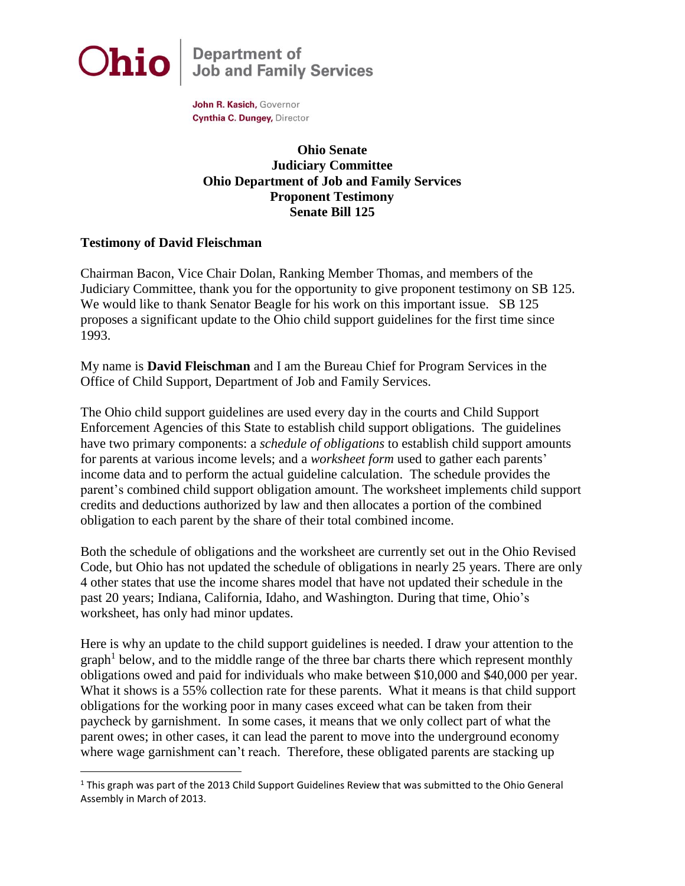**Ohio** | Department of Job and Family Services

**John R. Kasich,** Governor
**Cynthia C. Dungey,** Director

**Ohio Senate**
**Judiciary Committee**
**Ohio Department of Job and Family Services**
**Proponent Testimony**
**Senate Bill 125**

**Testimony of David Fleischman**

Chairman Bacon, Vice Chair Dolan, Ranking Member Thomas, and members of the Judiciary Committee, thank you for the opportunity to give proponent testimony on SB 125. We would like to thank Senator Beagle for his work on this important issue. SB 125 proposes a significant update to the Ohio child support guidelines for the first time since 1993.

My name is **David Fleischman** and I am the Bureau Chief for Program Services in the Office of Child Support, Department of Job and Family Services.

The Ohio child support guidelines are used every day in the courts and Child Support Enforcement Agencies of this State to establish child support obligations. The guidelines have two primary components: a *schedule of obligations* to establish child support amounts for parents at various income levels; and a *worksheet form* used to gather each parents' income data and to perform the actual guideline calculation. The schedule provides the parent's combined child support obligation amount. The worksheet implements child support credits and deductions authorized by law and then allocates a portion of the combined obligation to each parent by the share of their total combined income.

Both the schedule of obligations and the worksheet are currently set out in the Ohio Revised Code, but Ohio has not updated the schedule of obligations in nearly 25 years. There are only 4 other states that use the income shares model that have not updated their schedule in the past 20 years; Indiana, California, Idaho, and Washington. During that time, Ohio's worksheet, has only had minor updates.

Here is why an update to the child support guidelines is needed. I draw your attention to the graph[1] below, and to the middle range of the three bar charts there which represent monthly obligations owed and paid for individuals who make between $10,000 and $40,000 per year. What it shows is a 55% collection rate for these parents. What it means is that child support obligations for the working poor in many cases exceed what can be taken from their paycheck by garnishment. In some cases, it means that we only collect part of what the parent owes; in other cases, it can lead the parent to move into the underground economy where wage garnishment can't reach. Therefore, these obligated parents are stacking up

[1] This graph was part of the 2013 Child Support Guidelines Review that was submitted to the Ohio General Assembly in March of 2013.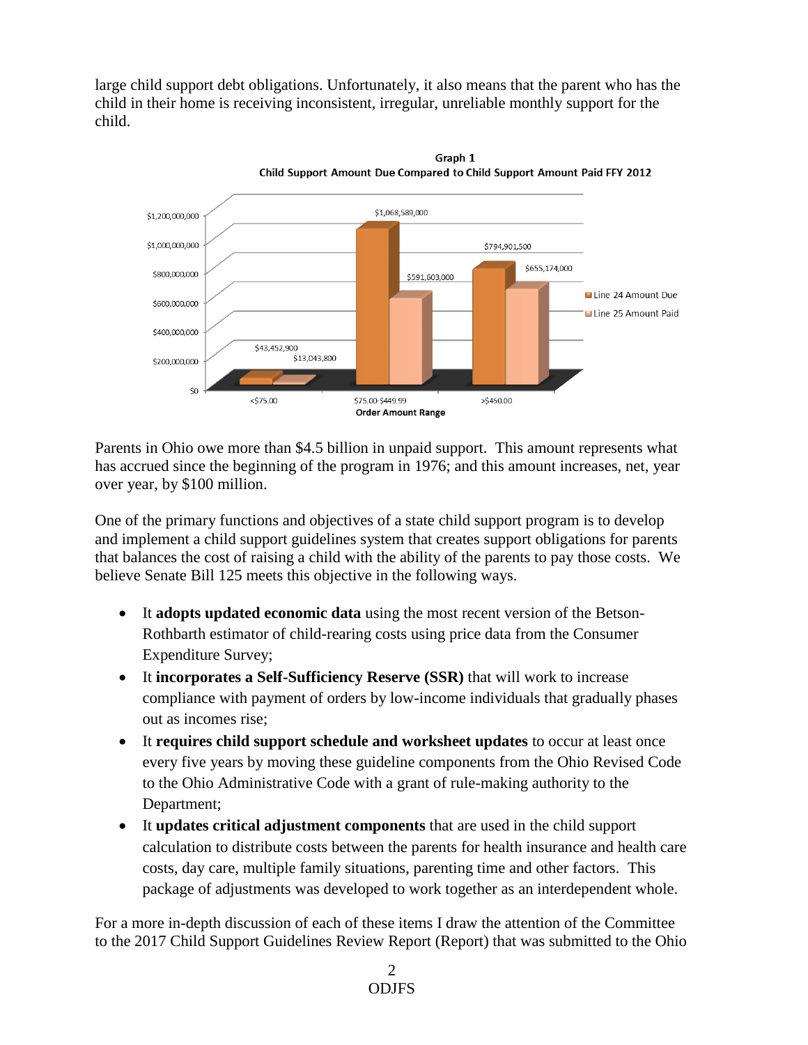large child support debt obligations. Unfortunately, it also means that the parent who has the child in their home is receiving inconsistent, irregular, unreliable monthly support for the child.

**Graph 1**
**Child Support Amount Due Compared to Child Support Amount Paid FFY 2012**

| Order Amount Range | Line 24 Amount Due | Line 25 Amount Paid |
|---|---|---|
| <$75.00 | $43,452,900 | $13,043,800 |
| $75.00-$449.99 | $1,068,589,000 | $591,603,000 |
| >$450.00 | $794,901,500 | $655,174,000 |

Parents in Ohio owe more than $4.5 billion in unpaid support. This amount represents what has accrued since the beginning of the program in 1976; and this amount increases, net, year over year, by $100 million.

One of the primary functions and objectives of a state child support program is to develop and implement a child support guidelines system that creates support obligations for parents that balances the cost of raising a child with the ability of the parents to pay those costs. We believe Senate Bill 125 meets this objective in the following ways.

- It **adopts updated economic data** using the most recent version of the Betson-Rothbarth estimator of child-rearing costs using price data from the Consumer Expenditure Survey;
- It **incorporates a Self-Sufficiency Reserve (SSR)** that will work to increase compliance with payment of orders by low-income individuals that gradually phases out as incomes rise;
- It **requires child support schedule and worksheet updates** to occur at least once every five years by moving these guideline components from the Ohio Revised Code to the Ohio Administrative Code with a grant of rule-making authority to the Department;
- It **updates critical adjustment components** that are used in the child support calculation to distribute costs between the parents for health insurance and health care costs, day care, multiple family situations, parenting time and other factors. This package of adjustments was developed to work together as an interdependent whole.

For a more in-depth discussion of each of these items I draw the attention of the Committee to the 2017 Child Support Guidelines Review Report (Report) that was submitted to the Ohio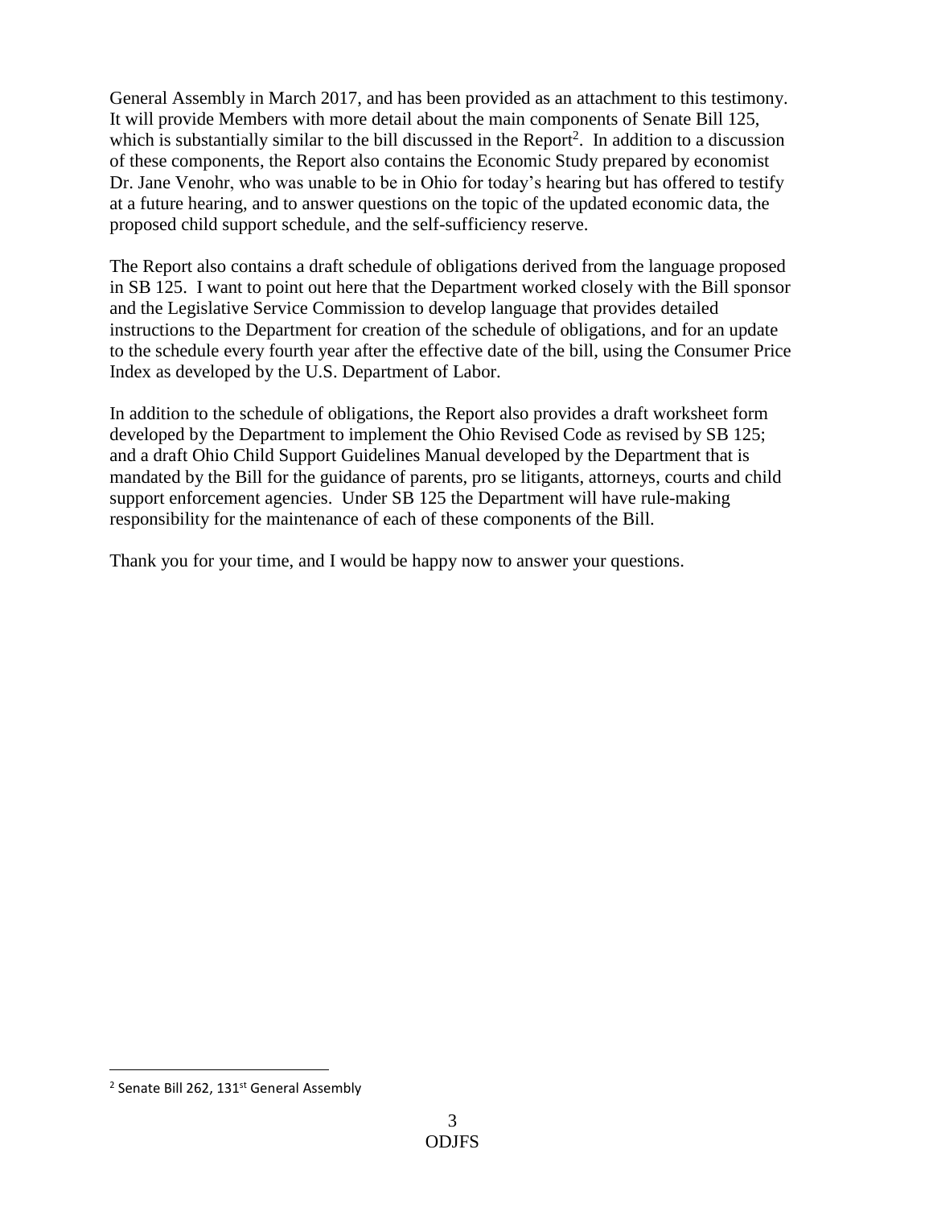General Assembly in March 2017, and has been provided as an attachment to this testimony. It will provide Members with more detail about the main components of Senate Bill 125, which is substantially similar to the bill discussed in the Report[2]. In addition to a discussion of these components, the Report also contains the Economic Study prepared by economist Dr. Jane Venohr, who was unable to be in Ohio for today's hearing but has offered to testify at a future hearing, and to answer questions on the topic of the updated economic data, the proposed child support schedule, and the self-sufficiency reserve.

The Report also contains a draft schedule of obligations derived from the language proposed in SB 125. I want to point out here that the Department worked closely with the Bill sponsor and the Legislative Service Commission to develop language that provides detailed instructions to the Department for creation of the schedule of obligations, and for an update to the schedule every fourth year after the effective date of the bill, using the Consumer Price Index as developed by the U.S. Department of Labor.

In addition to the schedule of obligations, the Report also provides a draft worksheet form developed by the Department to implement the Ohio Revised Code as revised by SB 125; and a draft Ohio Child Support Guidelines Manual developed by the Department that is mandated by the Bill for the guidance of parents, pro se litigants, attorneys, courts and child support enforcement agencies. Under SB 125 the Department will have rule-making responsibility for the maintenance of each of these components of the Bill.

Thank you for your time, and I would be happy now to answer your questions.

---

[2] Senate Bill 262, 131st General Assembly